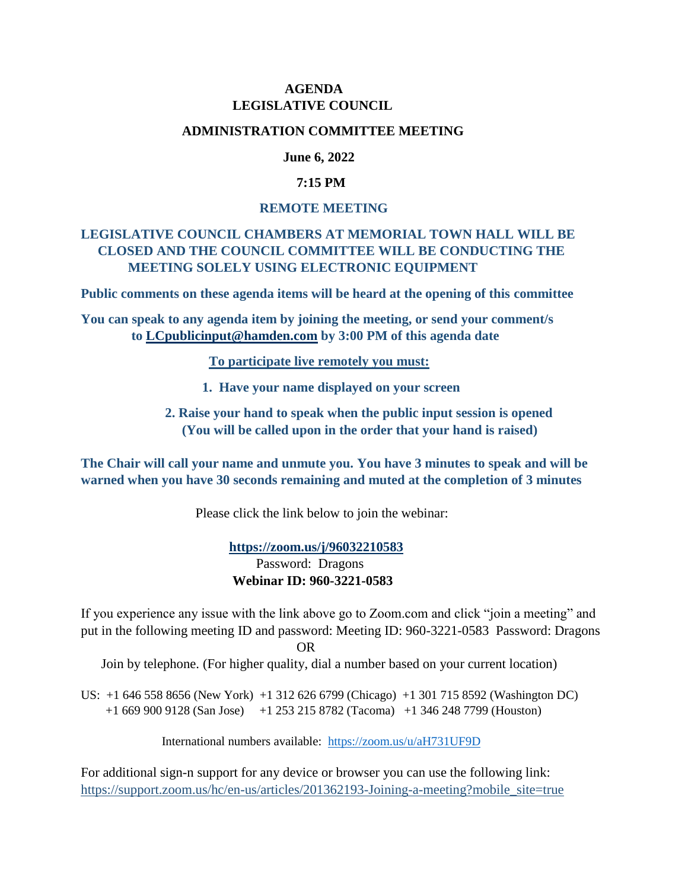# AGENDA
# LEGISLATIVE COUNCIL

## ADMINISTRATION COMMITTEE MEETING

**June 6, 2022**

**7:15 PM**

**REMOTE MEETING**

**LEGISLATIVE COUNCIL CHAMBERS AT MEMORIAL TOWN HALL WILL BE CLOSED AND THE COUNCIL COMMITTEE WILL BE CONDUCTING THE MEETING SOLELY USING ELECTRONIC EQUIPMENT**

**Public comments on these agenda items will be heard at the opening of this committee**

**You can speak to any agenda item by joining the meeting, or send your comment/s to LCpublicinput@hamden.com by 3:00 PM of this agenda date**

**To participate live remotely you must:**

1. **Have your name displayed on your screen**
2. **Raise your hand to speak when the public input session is opened (You will be called upon in the order that your hand is raised)**

**The Chair will call your name and unmute you. You have 3 minutes to speak and will be warned when you have 30 seconds remaining and muted at the completion of 3 minutes**

Please click the link below to join the webinar:

**https://zoom.us/j/96032210583**
Password: Dragons
**Webinar ID: 960-3221-0583**

If you experience any issue with the link above go to Zoom.com and click "join a meeting" and put in the following meeting ID and password: Meeting ID: 960-3221-0583 Password: Dragons

OR

Join by telephone. (For higher quality, dial a number based on your current location)

US: +1 646 558 8656 (New York) +1 312 626 6799 (Chicago) +1 301 715 8592 (Washington DC)
+1 669 900 9128 (San Jose) +1 253 215 8782 (Tacoma) +1 346 248 7799 (Houston)

International numbers available: https://zoom.us/u/aH731UF9D

For additional sign-n support for any device or browser you can use the following link:
https://support.zoom.us/hc/en-us/articles/201362193-Joining-a-meeting?mobile_site=true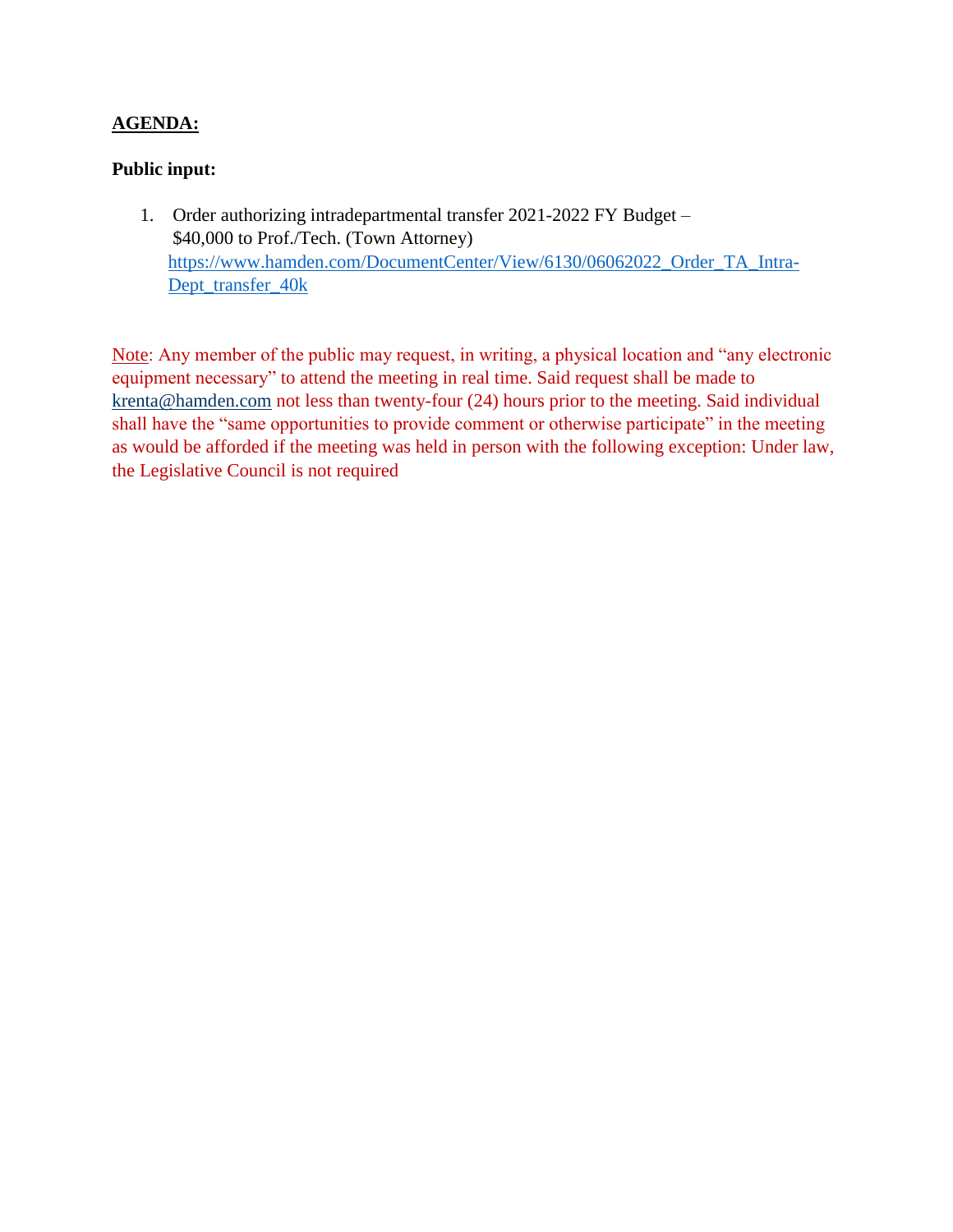**AGENDA:**

**Public input:**

1. Order authorizing intradepartmental transfer 2021-2022 FY Budget – $40,000 to Prof./Tech. (Town Attorney) https://www.hamden.com/DocumentCenter/View/6130/06062022_Order_TA_Intra-Dept_transfer_40k

Note: Any member of the public may request, in writing, a physical location and "any electronic equipment necessary" to attend the meeting in real time. Said request shall be made to krenta@hamden.com not less than twenty-four (24) hours prior to the meeting. Said individual shall have the "same opportunities to provide comment or otherwise participate" in the meeting as would be afforded if the meeting was held in person with the following exception: Under law, the Legislative Council is not required